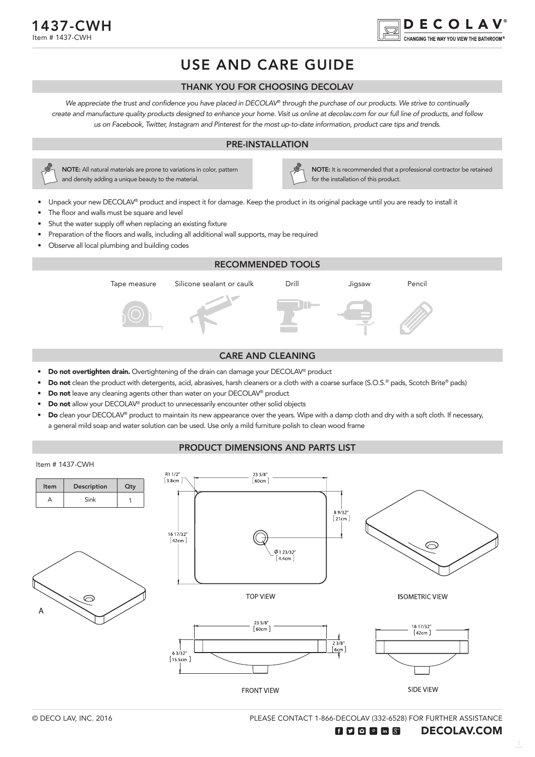# 1437-CWH

Item # 1437-CWH

DECOLAV® CHANGING THE WAY YOU VIEW THE BATHROOM®

# USE AND CARE GUIDE

## THANK YOU FOR CHOOSING DECOLAV

*We appreciate the trust and confidence you have placed in DECOLAV® through the purchase of our products. We strive to continually create and manufacture quality products designed to enhance your home. Visit us online at decolav.com for our full line of products, and follow us on Facebook, Twitter, Instagram and Pinterest for the most up-to-date information, product care tips and trends.*

## PRE-INSTALLATION

**NOTE:** All natural materials are prone to variations in color, pattern and density adding a unique beauty to the material.

**NOTE:** It is recommended that a professional contractor be retained for the installation of this product.

- Unpack your new DECOLAV® product and inspect it for damage. Keep the product in its original package until you are ready to install it
- The floor and walls must be square and level
- Shut the water supply off when replacing an existing fixture
- Preparation of the floors and walls, including all additional wall supports, may be required
- Observe all local plumbing and building codes

## RECOMMENDED TOOLS

Tape measure, Silicone sealant or caulk, Drill, Jigsaw, Pencil

## CARE AND CLEANING

- **Do not overtighten drain.** Overtightening of the drain can damage your DECOLAV® product
- **Do not** clean the product with detergents, acid, abrasives, harsh cleaners or a cloth with a coarse surface (S.O.S.® pads, Scotch Brite® pads)
- **Do not** leave any cleaning agents other than water on your DECOLAV® product
- **Do not** allow your DECOLAV® product to unnecessarily encounter other solid objects
- **Do** clean your DECOLAV® product to maintain its new appearance over the years. Wipe with a damp cloth and dry with a soft cloth. If necessary, a general mild soap and water solution can be used. Use only a mild furniture polish to clean wood frame

## PRODUCT DIMENSIONS AND PARTS LIST

Item # 1437-CWH

| Item | Description | Qty |
|---|---|---|
| A | Sink | 1 |

A

R1 1/2" [3.8cm]

23 5/8" [60cm]

8 9/32" [21cm]

16 17/32" [42cm]

Ø1 23/32" [4.4cm]

TOP VIEW

ISOMETRIC VIEW

23 5/8" [60cm]

2 3/8" [6cm]

6 3/32" [15.5cm]

FRONT VIEW

16 17/32" [42cm]

SIDE VIEW

© DECO LAV, INC. 2016

PLEASE CONTACT 1-866-DECOLAV (332-6528) FOR FURTHER ASSISTANCE

DECOLAV.COM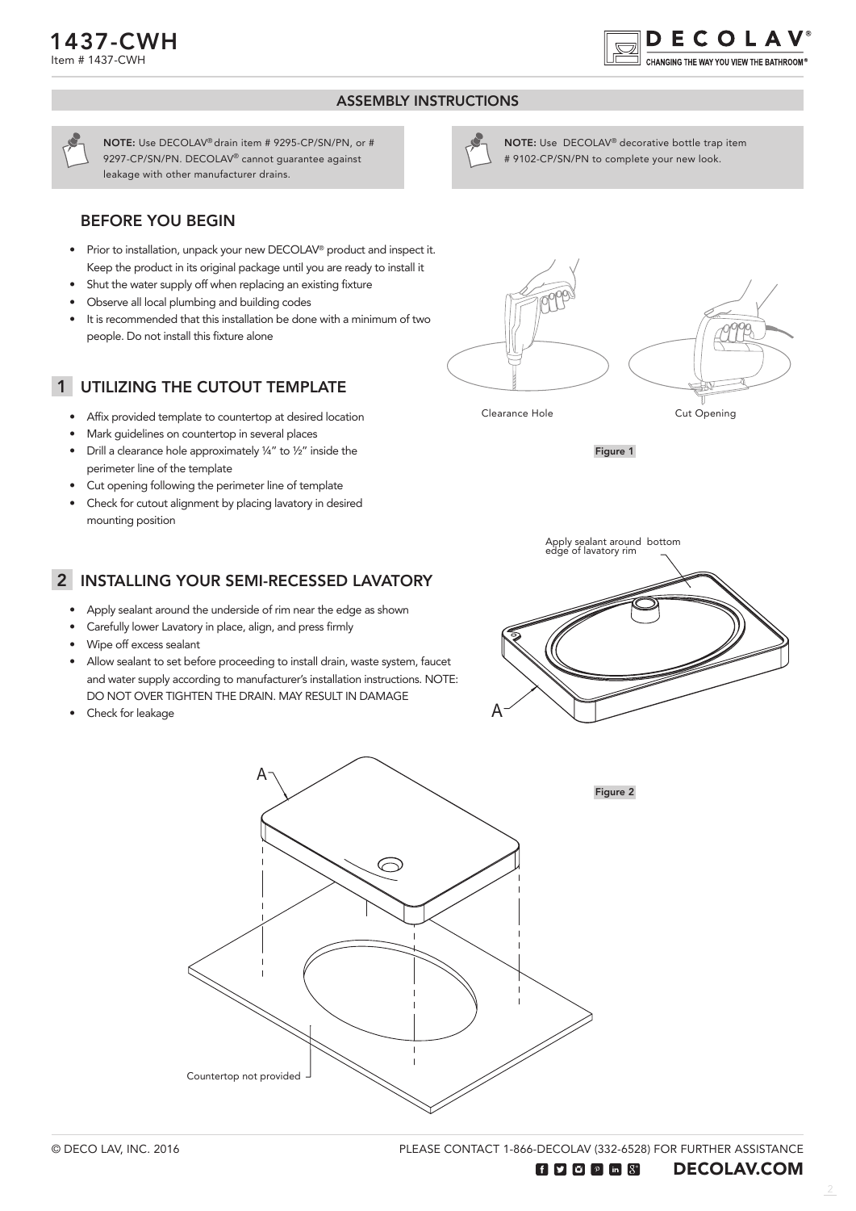# 1437-CWH

Item # 1437-CWH

## ASSEMBLY INSTRUCTIONS

**NOTE:** Use DECOLAV® drain item # 9295-CP/SN/PN, or # 9297-CP/SN/PN. DECOLAV® cannot guarantee against leakage with other manufacturer drains.

**NOTE:** Use DECOLAV® decorative bottle trap item # 9102-CP/SN/PN to complete your new look.

### BEFORE YOU BEGIN

- Prior to installation, unpack your new DECOLAV® product and inspect it. Keep the product in its original package until you are ready to install it
- Shut the water supply off when replacing an existing fixture
- Observe all local plumbing and building codes
- It is recommended that this installation be done with a minimum of two people. Do not install this fixture alone

### 1 UTILIZING THE CUTOUT TEMPLATE

- Affix provided template to countertop at desired location
- Mark guidelines on countertop in several places
- Drill a clearance hole approximately ¼" to ½" inside the perimeter line of the template
- Cut opening following the perimeter line of template
- Check for cutout alignment by placing lavatory in desired mounting position

Clearance Hole

Cut Opening

Figure 1

### 2 INSTALLING YOUR SEMI-RECESSED LAVATORY

- Apply sealant around the underside of rim near the edge as shown
- Carefully lower Lavatory in place, align, and press firmly
- Wipe off excess sealant
- Allow sealant to set before proceeding to install drain, waste system, faucet and water supply according to manufacturer's installation instructions. NOTE: DO NOT OVER TIGHTEN THE DRAIN. MAY RESULT IN DAMAGE
- Check for leakage

Apply sealant around bottom edge of lavatory rim

A

Countertop not provided

Figure 2

© DECO LAV, INC. 2016

PLEASE CONTACT 1-866-DECOLAV (332-6528) FOR FURTHER ASSISTANCE

DECOLAV.COM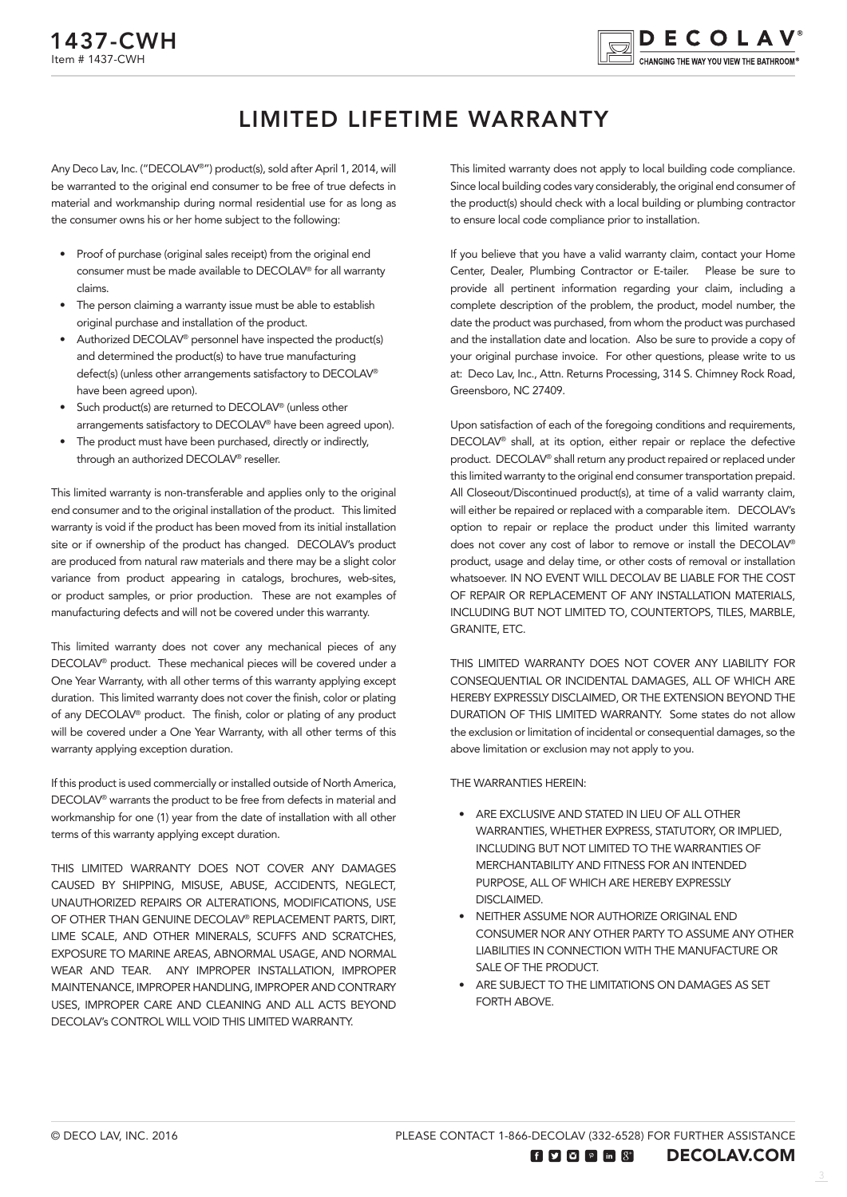# 1437-CWH

Item # 1437-CWH

## LIMITED LIFETIME WARRANTY

Any Deco Lav, Inc. ("DECOLAV®") product(s), sold after April 1, 2014, will be warranted to the original end consumer to be free of true defects in material and workmanship during normal residential use for as long as the consumer owns his or her home subject to the following:

- Proof of purchase (original sales receipt) from the original end consumer must be made available to DECOLAV® for all warranty claims.
- The person claiming a warranty issue must be able to establish original purchase and installation of the product.
- Authorized DECOLAV® personnel have inspected the product(s) and determined the product(s) to have true manufacturing defect(s) (unless other arrangements satisfactory to DECOLAV® have been agreed upon).
- Such product(s) are returned to DECOLAV® (unless other arrangements satisfactory to DECOLAV® have been agreed upon).
- The product must have been purchased, directly or indirectly, through an authorized DECOLAV® reseller.

This limited warranty is non-transferable and applies only to the original end consumer and to the original installation of the product. This limited warranty is void if the product has been moved from its initial installation site or if ownership of the product has changed. DECOLAV's product are produced from natural raw materials and there may be a slight color variance from product appearing in catalogs, brochures, web-sites, or product samples, or prior production. These are not examples of manufacturing defects and will not be covered under this warranty.

This limited warranty does not cover any mechanical pieces of any DECOLAV® product. These mechanical pieces will be covered under a One Year Warranty, with all other terms of this warranty applying except duration. This limited warranty does not cover the finish, color or plating of any DECOLAV® product. The finish, color or plating of any product will be covered under a One Year Warranty, with all other terms of this warranty applying exception duration.

If this product is used commercially or installed outside of North America, DECOLAV® warrants the product to be free from defects in material and workmanship for one (1) year from the date of installation with all other terms of this warranty applying except duration.

THIS LIMITED WARRANTY DOES NOT COVER ANY DAMAGES CAUSED BY SHIPPING, MISUSE, ABUSE, ACCIDENTS, NEGLECT, UNAUTHORIZED REPAIRS OR ALTERATIONS, MODIFICATIONS, USE OF OTHER THAN GENUINE DECOLAV® REPLACEMENT PARTS, DIRT, LIME SCALE, AND OTHER MINERALS, SCUFFS AND SCRATCHES, EXPOSURE TO MARINE AREAS, ABNORMAL USAGE, AND NORMAL WEAR AND TEAR. ANY IMPROPER INSTALLATION, IMPROPER MAINTENANCE, IMPROPER HANDLING, IMPROPER AND CONTRARY USES, IMPROPER CARE AND CLEANING AND ALL ACTS BEYOND DECOLAV's CONTROL WILL VOID THIS LIMITED WARRANTY.

This limited warranty does not apply to local building code compliance. Since local building codes vary considerably, the original end consumer of the product(s) should check with a local building or plumbing contractor to ensure local code compliance prior to installation.

If you believe that you have a valid warranty claim, contact your Home Center, Dealer, Plumbing Contractor or E-tailer. Please be sure to provide all pertinent information regarding your claim, including a complete description of the problem, the product, model number, the date the product was purchased, from whom the product was purchased and the installation date and location. Also be sure to provide a copy of your original purchase invoice. For other questions, please write to us at: Deco Lav, Inc., Attn. Returns Processing, 314 S. Chimney Rock Road, Greensboro, NC 27409.

Upon satisfaction of each of the foregoing conditions and requirements, DECOLAV® shall, at its option, either repair or replace the defective product. DECOLAV® shall return any product repaired or replaced under this limited warranty to the original end consumer transportation prepaid. All Closeout/Discontinued product(s), at time of a valid warranty claim, will either be repaired or replaced with a comparable item. DECOLAV's option to repair or replace the product under this limited warranty does not cover any cost of labor to remove or install the DECOLAV® product, usage and delay time, or other costs of removal or installation whatsoever. IN NO EVENT WILL DECOLAV BE LIABLE FOR THE COST OF REPAIR OR REPLACEMENT OF ANY INSTALLATION MATERIALS, INCLUDING BUT NOT LIMITED TO, COUNTERTOPS, TILES, MARBLE, GRANITE, ETC.

THIS LIMITED WARRANTY DOES NOT COVER ANY LIABILITY FOR CONSEQUENTIAL OR INCIDENTAL DAMAGES, ALL OF WHICH ARE HEREBY EXPRESSLY DISCLAIMED, OR THE EXTENSION BEYOND THE DURATION OF THIS LIMITED WARRANTY. Some states do not allow the exclusion or limitation of incidental or consequential damages, so the above limitation or exclusion may not apply to you.

THE WARRANTIES HEREIN:

- ARE EXCLUSIVE AND STATED IN LIEU OF ALL OTHER WARRANTIES, WHETHER EXPRESS, STATUTORY, OR IMPLIED, INCLUDING BUT NOT LIMITED TO THE WARRANTIES OF MERCHANTABILITY AND FITNESS FOR AN INTENDED PURPOSE, ALL OF WHICH ARE HEREBY EXPRESSLY DISCLAIMED.
- NEITHER ASSUME NOR AUTHORIZE ORIGINAL END CONSUMER NOR ANY OTHER PARTY TO ASSUME ANY OTHER LIABILITIES IN CONNECTION WITH THE MANUFACTURE OR SALE OF THE PRODUCT.
- ARE SUBJECT TO THE LIMITATIONS ON DAMAGES AS SET FORTH ABOVE.

© DECO LAV, INC. 2016

PLEASE CONTACT 1-866-DECOLAV (332-6528) FOR FURTHER ASSISTANCE

DECOLAV.COM